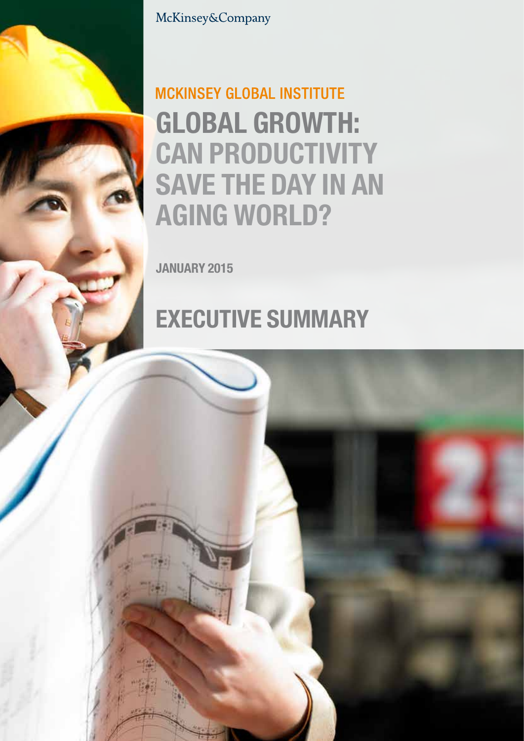McKinsey&Company

MCKINSEY GLOBAL INSTITUTE

# GLOBAL GROWTH: CAN PRODUCTIVITY SAVE THE DAY IN AN AGING WORLD?

JANUARY 2015

## EXECUTIVE SUMMARY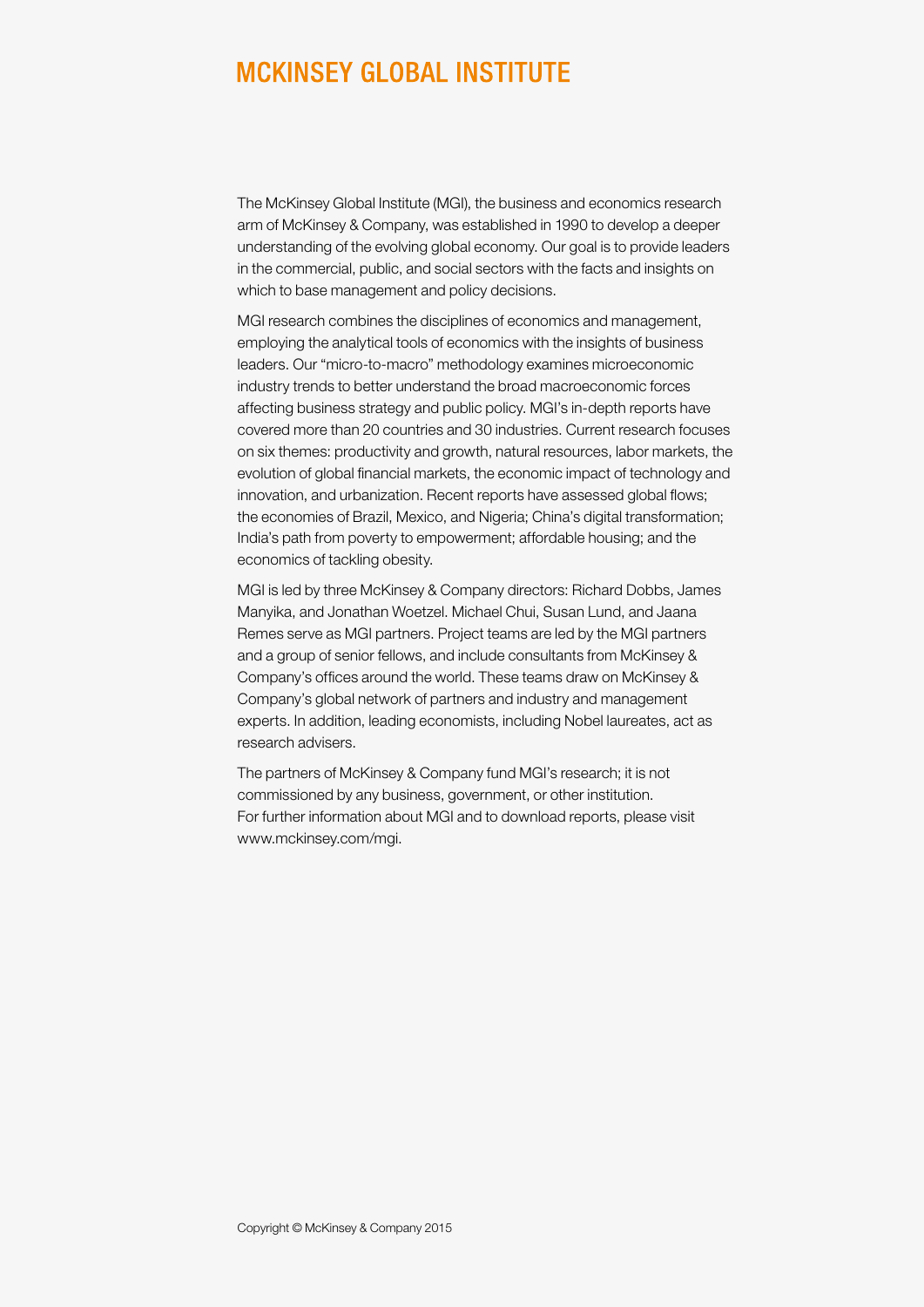# MCKINSEY GLOBAL INSTITUTE

The McKinsey Global Institute (MGI), the business and economics research arm of McKinsey & Company, was established in 1990 to develop a deeper understanding of the evolving global economy. Our goal is to provide leaders in the commercial, public, and social sectors with the facts and insights on which to base management and policy decisions.

MGI research combines the disciplines of economics and management, employing the analytical tools of economics with the insights of business leaders. Our "micro-to-macro" methodology examines microeconomic industry trends to better understand the broad macroeconomic forces affecting business strategy and public policy. MGI's in-depth reports have covered more than 20 countries and 30 industries. Current research focuses on six themes: productivity and growth, natural resources, labor markets, the evolution of global financial markets, the economic impact of technology and innovation, and urbanization. Recent reports have assessed global flows; the economies of Brazil, Mexico, and Nigeria; China's digital transformation; India's path from poverty to empowerment; affordable housing; and the economics of tackling obesity.

MGI is led by three McKinsey & Company directors: Richard Dobbs, James Manyika, and Jonathan Woetzel. Michael Chui, Susan Lund, and Jaana Remes serve as MGI partners. Project teams are led by the MGI partners and a group of senior fellows, and include consultants from McKinsey & Company's offices around the world. These teams draw on McKinsey & Company's global network of partners and industry and management experts. In addition, leading economists, including Nobel laureates, act as research advisers.

The partners of McKinsey & Company fund MGI's research; it is not commissioned by any business, government, or other institution. For further information about MGI and to download reports, please visit www.mckinsey.com/mgi.

Copyright © McKinsey & Company 2015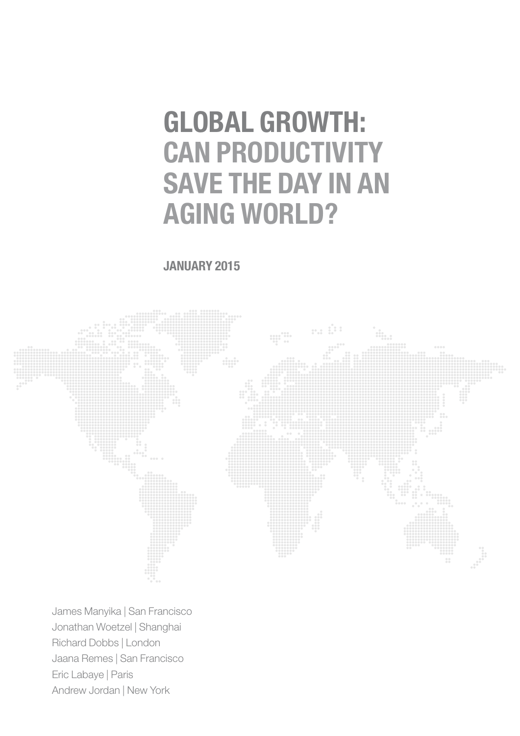# GLOBAL GROWTH: CAN PRODUCTIVITY SAVE THE DAY IN AN AGING WORLD?

**JANUARY 2015**

James Manyika | San Francisco
Jonathan Woetzel | Shanghai
Richard Dobbs | London
Jaana Remes | San Francisco
Eric Labaye | Paris
Andrew Jordan | New York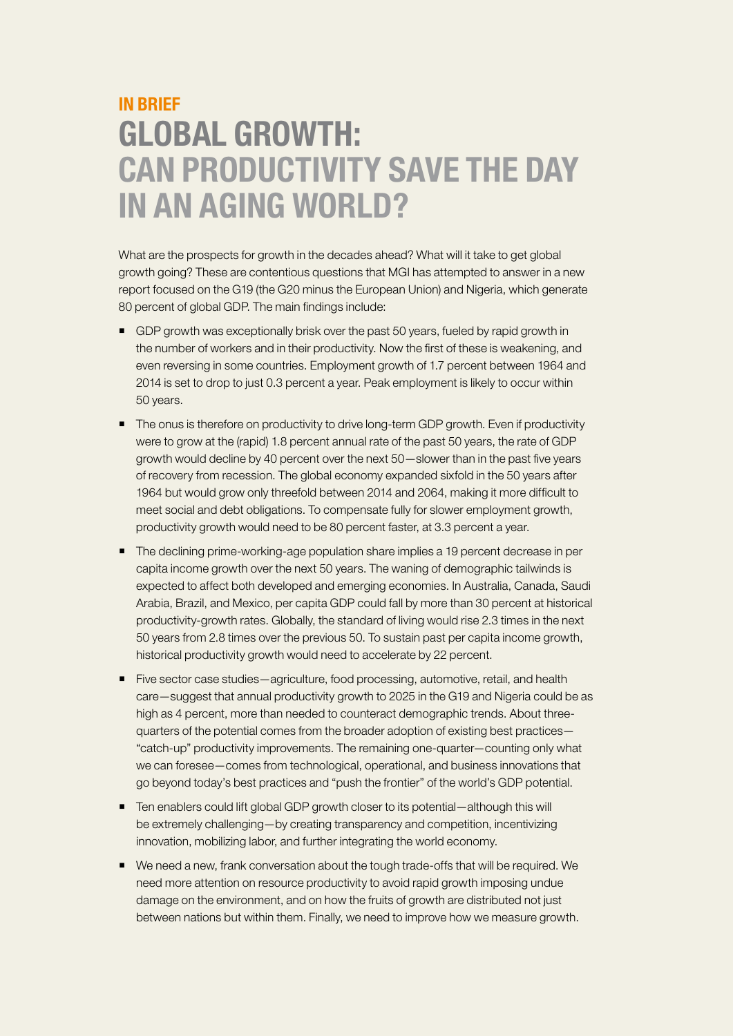**IN BRIEF**

# GLOBAL GROWTH: CAN PRODUCTIVITY SAVE THE DAY IN AN AGING WORLD?

What are the prospects for growth in the decades ahead? What will it take to get global growth going? These are contentious questions that MGI has attempted to answer in a new report focused on the G19 (the G20 minus the European Union) and Nigeria, which generate 80 percent of global GDP. The main findings include:

- GDP growth was exceptionally brisk over the past 50 years, fueled by rapid growth in the number of workers and in their productivity. Now the first of these is weakening, and even reversing in some countries. Employment growth of 1.7 percent between 1964 and 2014 is set to drop to just 0.3 percent a year. Peak employment is likely to occur within 50 years.
- The onus is therefore on productivity to drive long-term GDP growth. Even if productivity were to grow at the (rapid) 1.8 percent annual rate of the past 50 years, the rate of GDP growth would decline by 40 percent over the next 50—slower than in the past five years of recovery from recession. The global economy expanded sixfold in the 50 years after 1964 but would grow only threefold between 2014 and 2064, making it more difficult to meet social and debt obligations. To compensate fully for slower employment growth, productivity growth would need to be 80 percent faster, at 3.3 percent a year.
- The declining prime-working-age population share implies a 19 percent decrease in per capita income growth over the next 50 years. The waning of demographic tailwinds is expected to affect both developed and emerging economies. In Australia, Canada, Saudi Arabia, Brazil, and Mexico, per capita GDP could fall by more than 30 percent at historical productivity-growth rates. Globally, the standard of living would rise 2.3 times in the next 50 years from 2.8 times over the previous 50. To sustain past per capita income growth, historical productivity growth would need to accelerate by 22 percent.
- Five sector case studies—agriculture, food processing, automotive, retail, and health care—suggest that annual productivity growth to 2025 in the G19 and Nigeria could be as high as 4 percent, more than needed to counteract demographic trends. About three-quarters of the potential comes from the broader adoption of existing best practices—"catch-up" productivity improvements. The remaining one-quarter—counting only what we can foresee—comes from technological, operational, and business innovations that go beyond today's best practices and "push the frontier" of the world's GDP potential.
- Ten enablers could lift global GDP growth closer to its potential—although this will be extremely challenging—by creating transparency and competition, incentivizing innovation, mobilizing labor, and further integrating the world economy.
- We need a new, frank conversation about the tough trade-offs that will be required. We need more attention on resource productivity to avoid rapid growth imposing undue damage on the environment, and on how the fruits of growth are distributed not just between nations but within them. Finally, we need to improve how we measure growth.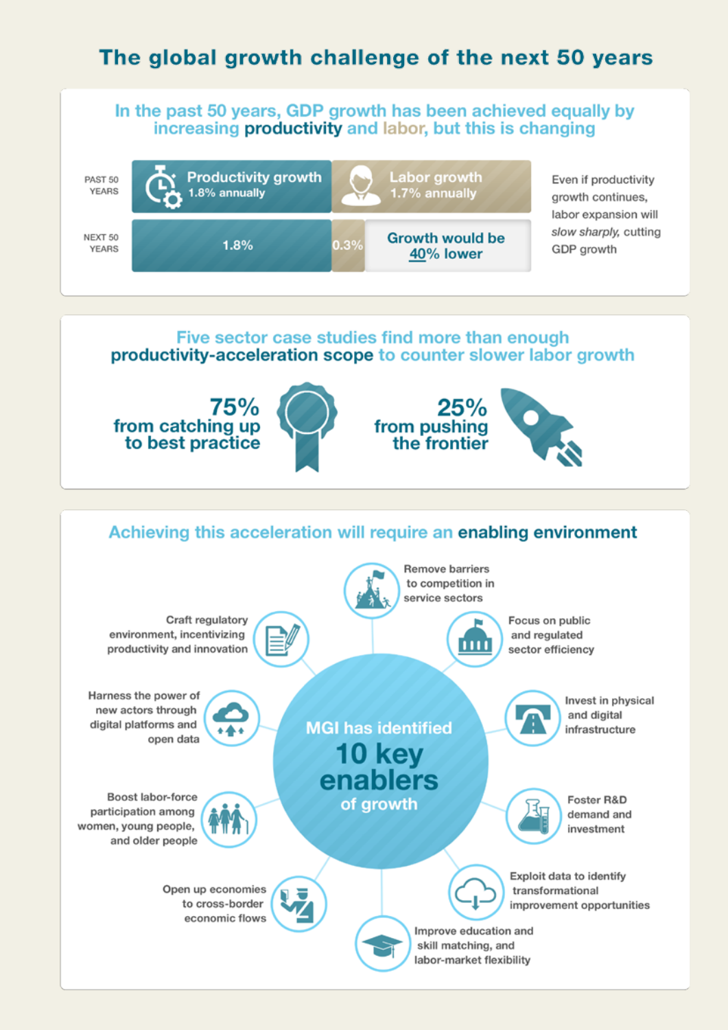# The global growth challenge of the next 50 years

## In the past 50 years, GDP growth has been achieved equally by increasing **productivity** and labor, but this is changing

| | Productivity growth | Labor growth | |
|---|---|---|---|
| PAST 50 YEARS | Productivity growth 1.8% annually | Labor growth 1.7% annually | |
| NEXT 50 YEARS | 1.8% | 0.3% | Growth would be 40% lower |

Even if productivity growth continues, labor expansion will *slow sharply*, cutting GDP growth

## Five sector case studies find more than enough **productivity-acceleration scope** to counter slower labor growth

**75%** from catching up to best practice

**25%** from pushing the frontier

## Achieving this acceleration will require an **enabling environment**

MGI has identified **10 key enablers** of growth

- Remove barriers to competition in service sectors
- Focus on public and regulated sector efficiency
- Invest in physical and digital infrastructure
- Foster R&D demand and investment
- Exploit data to identify transformational improvement opportunities
- Improve education and skill matching, and labor-market flexibility
- Open up economies to cross-border economic flows
- Boost labor-force participation among women, young people, and older people
- Harness the power of new actors through digital platforms and open data
- Craft regulatory environment, incentivizing productivity and innovation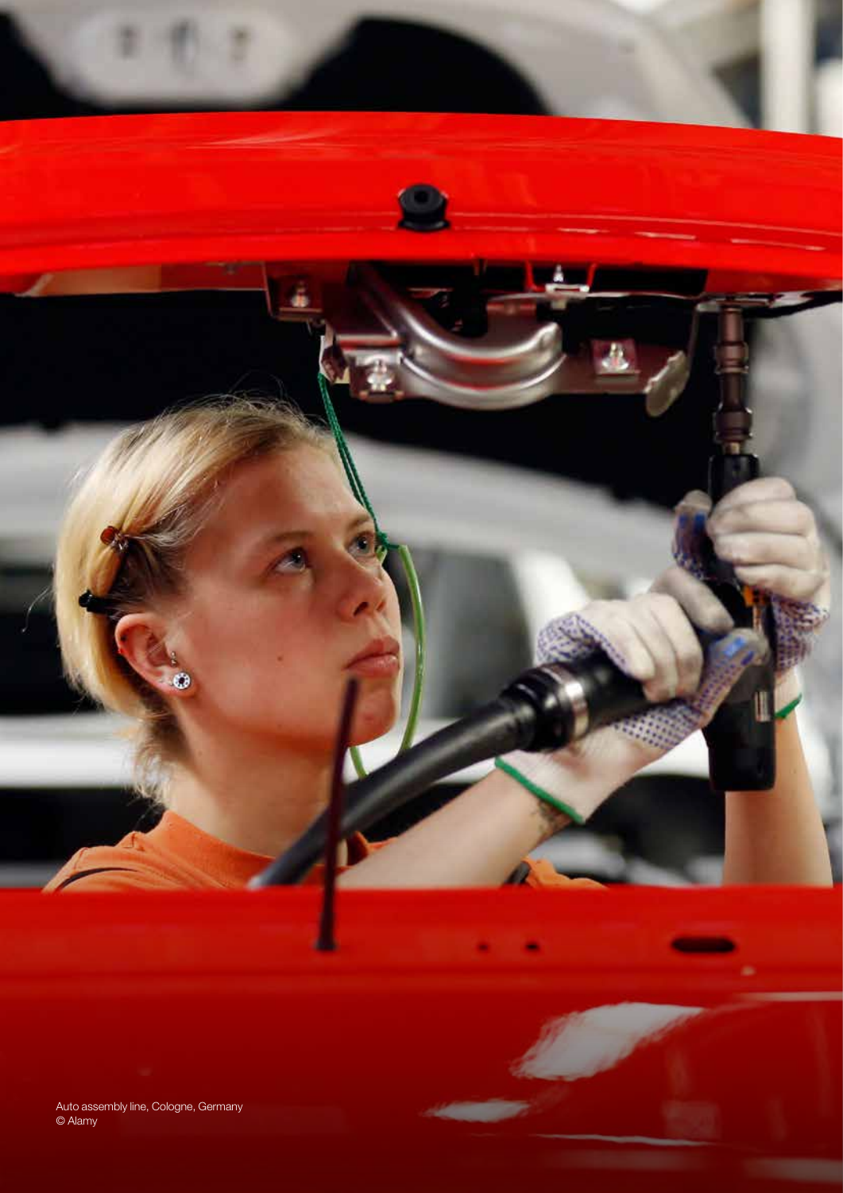Auto assembly line, Cologne, Germany
© Alamy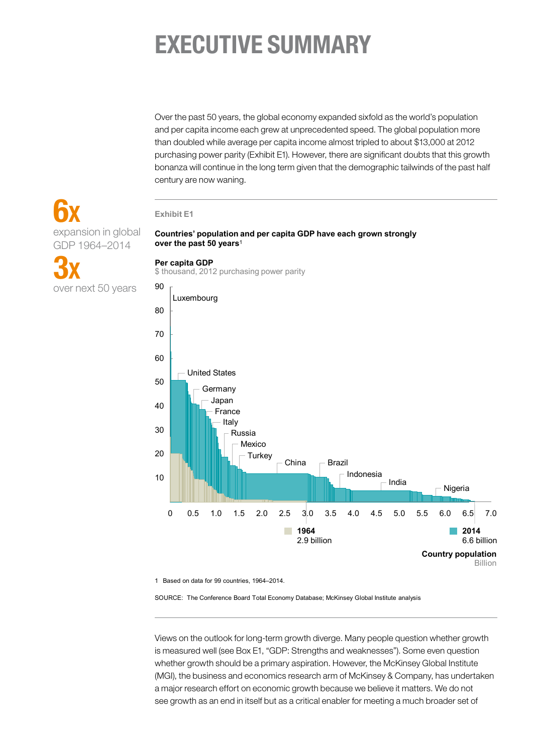# EXECUTIVE SUMMARY

Over the past 50 years, the global economy expanded sixfold as the world's population and per capita income each grew at unprecedented speed. The global population more than doubled while average per capita income almost tripled to about $13,000 at 2012 purchasing power parity (Exhibit E1). However, there are significant doubts that this growth bonanza will continue in the long term given that the demographic tailwinds of the past half century are now waning.

**6x**
expansion in global GDP 1964–2014

**3x**
over next 50 years

Exhibit E1

**Countries' population and per capita GDP have each grown strongly over the past 50 years**[1]

**Per capita GDP**
$ thousand, 2012 purchasing power parity

Luxembourg, United States, Germany, Japan, France, Italy, Russia, Mexico, Turkey, China, Brazil, Indonesia, India, Nigeria

**1964** 2.9 billion
**2014** 6.6 billion

**Country population**
Billion

1 Based on data for 99 countries, 1964–2014.

SOURCE: The Conference Board Total Economy Database; McKinsey Global Institute analysis

Views on the outlook for long-term growth diverge. Many people question whether growth is measured well (see Box E1, "GDP: Strengths and weaknesses"). Some even question whether growth should be a primary aspiration. However, the McKinsey Global Institute (MGI), the business and economics research arm of McKinsey & Company, has undertaken a major research effort on economic growth because we believe it matters. We do not see growth as an end in itself but as a critical enabler for meeting a much broader set of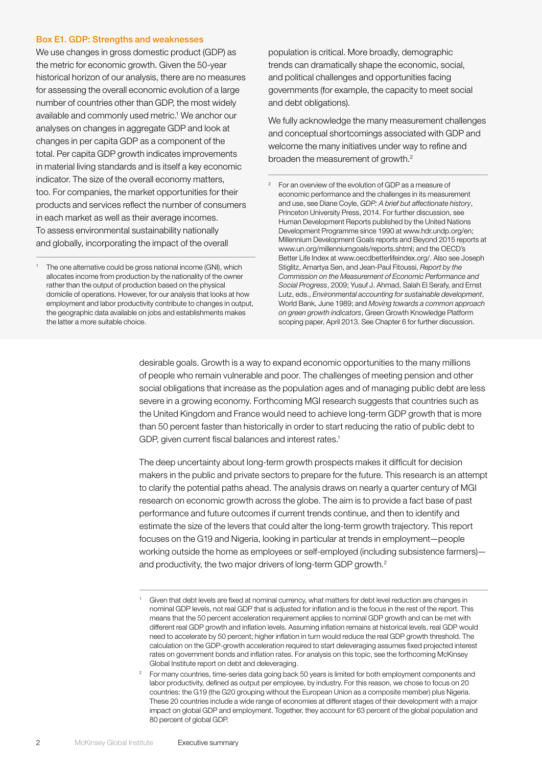### Box E1. GDP: Strengths and weaknesses

We use changes in gross domestic product (GDP) as the metric for economic growth. Given the 50-year historical horizon of our analysis, there are no measures for assessing the overall economic evolution of a large number of countries other than GDP, the most widely available and commonly used metric.[1] We anchor our analyses on changes in aggregate GDP and look at changes in per capita GDP as a component of the total. Per capita GDP growth indicates improvements in material living standards and is itself a key economic indicator. The size of the overall economy matters, too. For companies, the market opportunities for their products and services reflect the number of consumers in each market as well as their average incomes. To assess environmental sustainability nationally and globally, incorporating the impact of the overall population is critical. More broadly, demographic trends can dramatically shape the economic, social, and political challenges and opportunities facing governments (for example, the capacity to meet social and debt obligations).

We fully acknowledge the many measurement challenges and conceptual shortcomings associated with GDP and welcome the many initiatives under way to refine and broaden the measurement of growth.[2]

[1] The one alternative could be gross national income (GNI), which allocates income from production by the nationality of the owner rather than the output of production based on the physical domicile of operations. However, for our analysis that looks at how employment and labor productivity contribute to changes in output, the geographic data available on jobs and establishments makes the latter a more suitable choice.

[2] For an overview of the evolution of GDP as a measure of economic performance and the challenges in its measurement and use, see Diane Coyle, *GDP: A brief but affectionate history*, Princeton University Press, 2014. For further discussion, see Human Development Reports published by the United Nations Development Programme since 1990 at www.hdr.undp.org/en; Millennium Development Goals reports and Beyond 2015 reports at www.un.org/millenniumgoals/reports.shtml; and the OECD's Better Life Index at www.oecdbetterlifeindex.org/. Also see Joseph Stiglitz, Amartya Sen, and Jean-Paul Fitoussi, *Report by the Commission on the Measurement of Economic Performance and Social Progress*, 2009; Yusuf J. Ahmad, Salah El Serafy, and Ernst Lutz, eds., *Environmental accounting for sustainable development*, World Bank, June 1989; and *Moving towards a common approach on green growth indicators*, Green Growth Knowledge Platform scoping paper, April 2013. See Chapter 6 for further discussion.

desirable goals. Growth is a way to expand economic opportunities to the many millions of people who remain vulnerable and poor. The challenges of meeting pension and other social obligations that increase as the population ages and of managing public debt are less severe in a growing economy. Forthcoming MGI research suggests that countries such as the United Kingdom and France would need to achieve long-term GDP growth that is more than 50 percent faster than historically in order to start reducing the ratio of public debt to GDP, given current fiscal balances and interest rates.[1]

The deep uncertainty about long-term growth prospects makes it difficult for decision makers in the public and private sectors to prepare for the future. This research is an attempt to clarify the potential paths ahead. The analysis draws on nearly a quarter century of MGI research on economic growth across the globe. The aim is to provide a fact base of past performance and future outcomes if current trends continue, and then to identify and estimate the size of the levers that could alter the long-term growth trajectory. This report focuses on the G19 and Nigeria, looking in particular at trends in employment—people working outside the home as employees or self-employed (including subsistence farmers)—and productivity, the two major drivers of long-term GDP growth.[2]

[1] Given that debt levels are fixed at nominal currency, what matters for debt level reduction are changes in nominal GDP levels, not real GDP that is adjusted for inflation and is the focus in the rest of the report. This means that the 50 percent acceleration requirement applies to nominal GDP growth and can be met with different real GDP growth and inflation levels. Assuming inflation remains at historical levels, real GDP would need to accelerate by 50 percent; higher inflation in turn would reduce the real GDP growth threshold. The calculation on the GDP-growth acceleration required to start deleveraging assumes fixed projected interest rates on government bonds and inflation rates. For analysis on this topic, see the forthcoming McKinsey Global Institute report on debt and deleveraging.

[2] For many countries, time-series data going back 50 years is limited for both employment components and labor productivity, defined as output per employee, by industry. For this reason, we chose to focus on 20 countries: the G19 (the G20 grouping without the European Union as a composite member) plus Nigeria. These 20 countries include a wide range of economies at different stages of their development with a major impact on global GDP and employment. Together, they account for 63 percent of the global population and 80 percent of global GDP.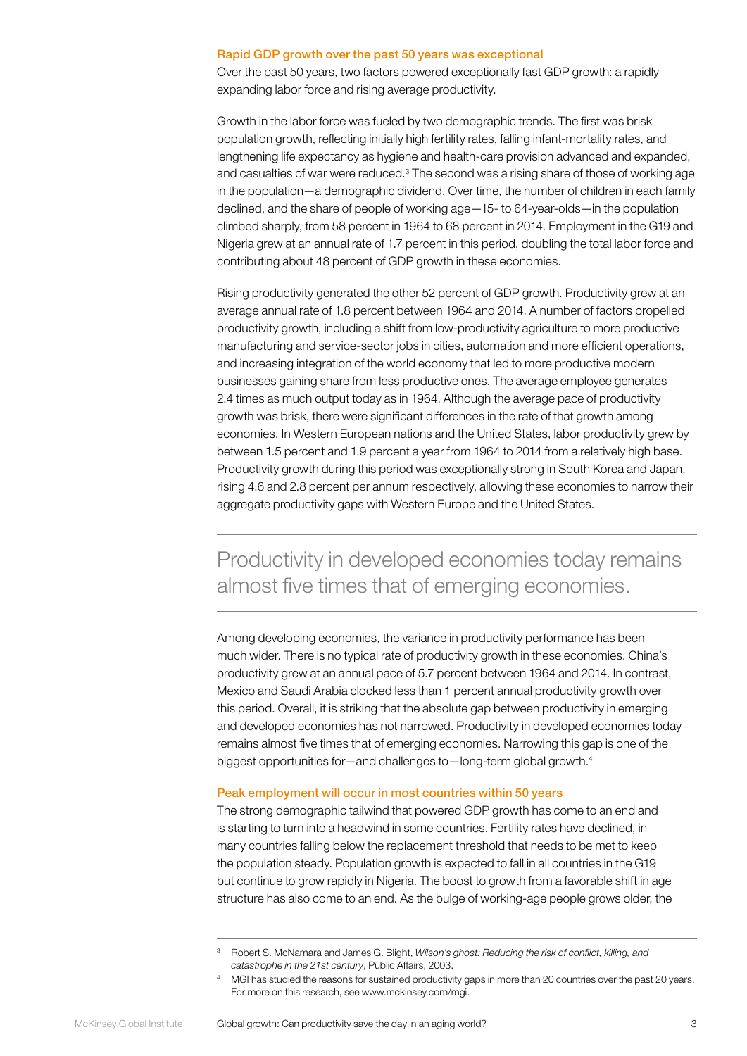### Rapid GDP growth over the past 50 years was exceptional

Over the past 50 years, two factors powered exceptionally fast GDP growth: a rapidly expanding labor force and rising average productivity.

Growth in the labor force was fueled by two demographic trends. The first was brisk population growth, reflecting initially high fertility rates, falling infant-mortality rates, and lengthening life expectancy as hygiene and health-care provision advanced and expanded, and casualties of war were reduced.[3] The second was a rising share of those of working age in the population—a demographic dividend. Over time, the number of children in each family declined, and the share of people of working age—15- to 64-year-olds—in the population climbed sharply, from 58 percent in 1964 to 68 percent in 2014. Employment in the G19 and Nigeria grew at an annual rate of 1.7 percent in this period, doubling the total labor force and contributing about 48 percent of GDP growth in these economies.

Rising productivity generated the other 52 percent of GDP growth. Productivity grew at an average annual rate of 1.8 percent between 1964 and 2014. A number of factors propelled productivity growth, including a shift from low-productivity agriculture to more productive manufacturing and service-sector jobs in cities, automation and more efficient operations, and increasing integration of the world economy that led to more productive modern businesses gaining share from less productive ones. The average employee generates 2.4 times as much output today as in 1964. Although the average pace of productivity growth was brisk, there were significant differences in the rate of that growth among economies. In Western European nations and the United States, labor productivity grew by between 1.5 percent and 1.9 percent a year from 1964 to 2014 from a relatively high base. Productivity growth during this period was exceptionally strong in South Korea and Japan, rising 4.6 and 2.8 percent per annum respectively, allowing these economies to narrow their aggregate productivity gaps with Western Europe and the United States.

> Productivity in developed economies today remains almost five times that of emerging economies.

Among developing economies, the variance in productivity performance has been much wider. There is no typical rate of productivity growth in these economies. China's productivity grew at an annual pace of 5.7 percent between 1964 and 2014. In contrast, Mexico and Saudi Arabia clocked less than 1 percent annual productivity growth over this period. Overall, it is striking that the absolute gap between productivity in emerging and developed economies has not narrowed. Productivity in developed economies today remains almost five times that of emerging economies. Narrowing this gap is one of the biggest opportunities for—and challenges to—long-term global growth.[4]

### Peak employment will occur in most countries within 50 years

The strong demographic tailwind that powered GDP growth has come to an end and is starting to turn into a headwind in some countries. Fertility rates have declined, in many countries falling below the replacement threshold that needs to be met to keep the population steady. Population growth is expected to fall in all countries in the G19 but continue to grow rapidly in Nigeria. The boost to growth from a favorable shift in age structure has also come to an end. As the bulge of working-age people grows older, the

---

[3] Robert S. McNamara and James G. Blight, *Wilson's ghost: Reducing the risk of conflict, killing, and catastrophe in the 21st century*, Public Affairs, 2003.

[4] MGI has studied the reasons for sustained productivity gaps in more than 20 countries over the past 20 years. For more on this research, see www.mckinsey.com/mgi.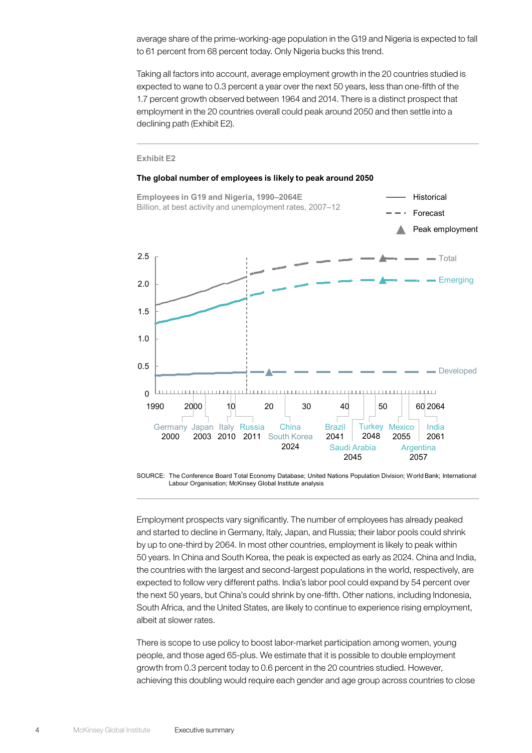average share of the prime-working-age population in the G19 and Nigeria is expected to fall to 61 percent from 68 percent today. Only Nigeria bucks this trend.

Taking all factors into account, average employment growth in the 20 countries studied is expected to wane to 0.3 percent a year over the next 50 years, less than one-fifth of the 1.7 percent growth observed between 1964 and 2014. There is a distinct prospect that employment in the 20 countries overall could peak around 2050 and then settle into a declining path (Exhibit E2).

Exhibit E2

**The global number of employees is likely to peak around 2050**

**Employees in G19 and Nigeria, 1990–2064E**
Billion, at best activity and unemployment rates, 2007–12

Historical
Forecast
Peak employment

Total
Emerging
Developed

2.5
2.0
1.5
1.0
0.5
0

1990 2000 10 20 30 40 50 60 2064

Germany 2000
Japan 2003
Italy 2010
Russia 2011
China South Korea 2024
Brazil 2041
Saudi Arabia 2045
Turkey 2048
Mexico 2055
Argentina 2057
India 2061

SOURCE: The Conference Board Total Economy Database; United Nations Population Division; World Bank; International Labour Organisation; McKinsey Global Institute analysis

Employment prospects vary significantly. The number of employees has already peaked and started to decline in Germany, Italy, Japan, and Russia; their labor pools could shrink by up to one-third by 2064. In most other countries, employment is likely to peak within 50 years. In China and South Korea, the peak is expected as early as 2024. China and India, the countries with the largest and second-largest populations in the world, respectively, are expected to follow very different paths. India's labor pool could expand by 54 percent over the next 50 years, but China's could shrink by one-fifth. Other nations, including Indonesia, South Africa, and the United States, are likely to continue to experience rising employment, albeit at slower rates.

There is scope to use policy to boost labor-market participation among women, young people, and those aged 65-plus. We estimate that it is possible to double employment growth from 0.3 percent today to 0.6 percent in the 20 countries studied. However, achieving this doubling would require each gender and age group across countries to close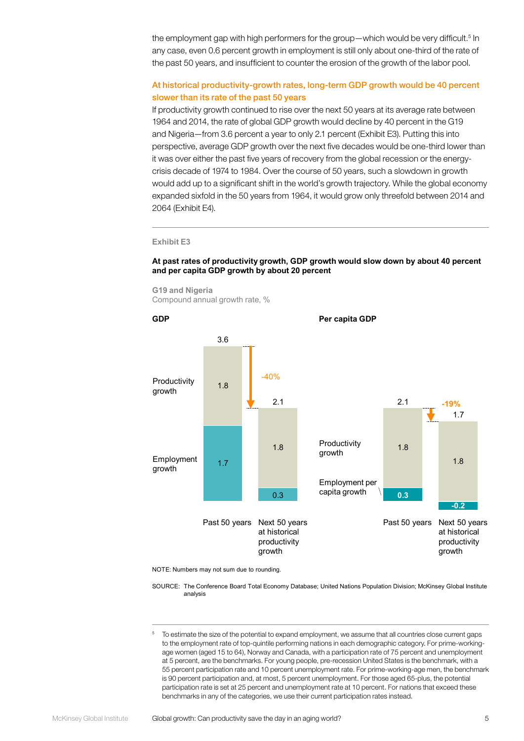the employment gap with high performers for the group—which would be very difficult.[5] In any case, even 0.6 percent growth in employment is still only about one-third of the rate of the past 50 years, and insufficient to counter the erosion of the growth of the labor pool.

### At historical productivity-growth rates, long-term GDP growth would be 40 percent slower than its rate of the past 50 years

If productivity growth continued to rise over the next 50 years at its average rate between 1964 and 2014, the rate of global GDP growth would decline by 40 percent in the G19 and Nigeria—from 3.6 percent a year to only 2.1 percent (Exhibit E3). Putting this into perspective, average GDP growth over the next five decades would be one-third lower than it was over either the past five years of recovery from the global recession or the energy-crisis decade of 1974 to 1984. Over the course of 50 years, such a slowdown in growth would add up to a significant shift in the world's growth trajectory. While the global economy expanded sixfold in the 50 years from 1964, it would grow only threefold between 2014 and 2064 (Exhibit E4).

Exhibit E3

**At past rates of productivity growth, GDP growth would slow down by about 40 percent and per capita GDP growth by about 20 percent**

G19 and Nigeria
Compound annual growth rate, %

**GDP**

| | Past 50 years | Next 50 years at historical productivity growth |
|---|---|---|
| Productivity growth | 1.8 | 1.8 |
| Employment growth | 1.7 | 0.3 |
| Total | 3.6 | 2.1 |

Change: -40%

**Per capita GDP**

| | Past 50 years | Next 50 years at historical productivity growth |
|---|---|---|
| Productivity growth | 1.8 | 1.8 |
| Employment per capita growth | 0.3 | -0.2 |
| Total | 2.1 | 1.7 |

Change: -19%

NOTE: Numbers may not sum due to rounding.

SOURCE: The Conference Board Total Economy Database; United Nations Population Division; McKinsey Global Institute analysis

---

[5] To estimate the size of the potential to expand employment, we assume that all countries close current gaps to the employment rate of top-quintile performing nations in each demographic category. For prime-working-age women (aged 15 to 64), Norway and Canada, with a participation rate of 75 percent and unemployment at 5 percent, are the benchmarks. For young people, pre-recession United States is the benchmark, with a 55 percent participation rate and 10 percent unemployment rate. For prime-working-age men, the benchmark is 90 percent participation and, at most, 5 percent unemployment. For those aged 65-plus, the potential participation rate is set at 25 percent and unemployment rate at 10 percent. For nations that exceed these benchmarks in any of the categories, we use their current participation rates instead.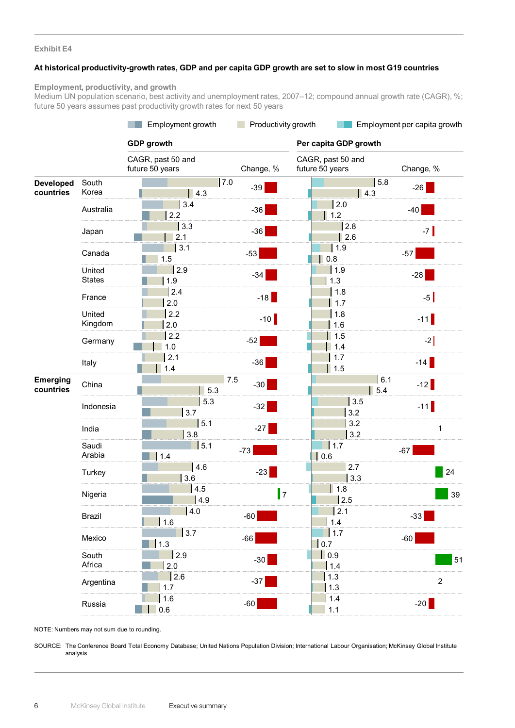Exhibit E4

**At historical productivity-growth rates, GDP and per capita GDP growth are set to slow in most G19 countries**

Employment, productivity, and growth

Medium UN population scenario, best activity and unemployment rates, 2007–12; compound annual growth rate (CAGR), %; future 50 years assumes past productivity growth rates for next 50 years

Employment growth | Productivity growth | Employment per capita growth

| | Country | GDP growth: CAGR, past 50 years | GDP growth: CAGR, future 50 years | GDP growth: Change, % | Per capita GDP growth: CAGR, past 50 years | Per capita GDP growth: CAGR, future 50 years | Per capita GDP growth: Change, % |
|---|---|---|---|---|---|---|---|
| Developed countries | South Korea | 7.0 | 4.3 | -39 | 5.8 | 4.3 | -26 |
| | Australia | 3.4 | 2.2 | -36 | 2.0 | 1.2 | -40 |
| | Japan | 3.3 | 2.1 | -36 | 2.8 | 2.6 | -7 |
| | Canada | 3.1 | 1.5 | -53 | 1.9 | 0.8 | -57 |
| | United States | 2.9 | 1.9 | -34 | 1.9 | 1.3 | -28 |
| | France | 2.4 | 2.0 | -18 | 1.8 | 1.7 | -5 |
| | United Kingdom | 2.2 | 2.0 | -10 | 1.8 | 1.6 | -11 |
| | Germany | 2.2 | 1.0 | -52 | 1.5 | 1.4 | -2 |
| | Italy | 2.1 | 1.4 | -36 | 1.7 | 1.5 | -14 |
| Emerging countries | China | 7.5 | 5.3 | -30 | 6.1 | 5.4 | -12 |
| | Indonesia | 5.3 | 3.7 | -32 | 3.5 | 3.2 | -11 |
| | India | 5.1 | 3.8 | -27 | 3.2 | 3.2 | 1 |
| | Saudi Arabia | 5.1 | 1.4 | -73 | 1.7 | 0.6 | -67 |
| | Turkey | 4.6 | 3.6 | -23 | 2.7 | 3.3 | 24 |
| | Nigeria | 4.5 | 4.9 | 7 | 1.8 | 2.5 | 39 |
| | Brazil | 4.0 | 1.6 | -60 | 2.1 | 1.4 | -33 |
| | Mexico | 3.7 | 1.3 | -66 | 1.7 | 0.7 | -60 |
| | South Africa | 2.9 | 2.0 | -30 | 0.9 | 1.4 | 51 |
| | Argentina | 2.6 | 1.7 | -37 | 1.3 | 1.3 | 2 |
| | Russia | 1.6 | 0.6 | -60 | 1.4 | 1.1 | -20 |

NOTE: Numbers may not sum due to rounding.

SOURCE: The Conference Board Total Economy Database; United Nations Population Division; International Labour Organisation; McKinsey Global Institute analysis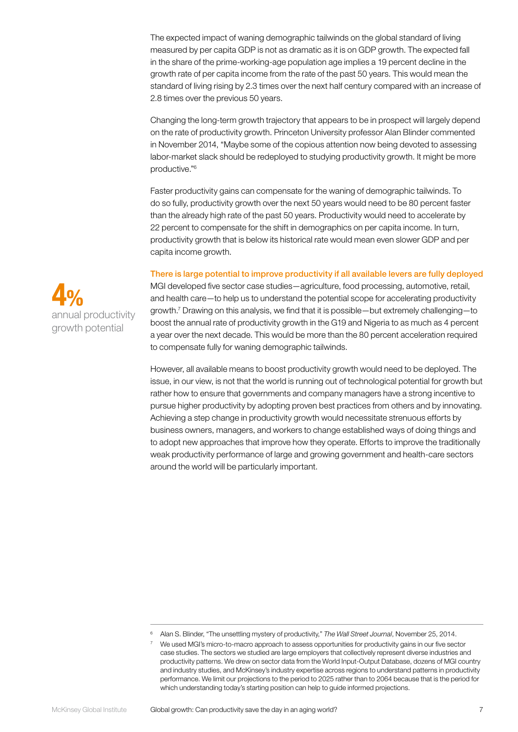The expected impact of waning demographic tailwinds on the global standard of living measured by per capita GDP is not as dramatic as it is on GDP growth. The expected fall in the share of the prime-working-age population age implies a 19 percent decline in the growth rate of per capita income from the rate of the past 50 years. This would mean the standard of living rising by 2.3 times over the next half century compared with an increase of 2.8 times over the previous 50 years.

Changing the long-term growth trajectory that appears to be in prospect will largely depend on the rate of productivity growth. Princeton University professor Alan Blinder commented in November 2014, "Maybe some of the copious attention now being devoted to assessing labor-market slack should be redeployed to studying productivity growth. It might be more productive."[6]

Faster productivity gains can compensate for the waning of demographic tailwinds. To do so fully, productivity growth over the next 50 years would need to be 80 percent faster than the already high rate of the past 50 years. Productivity would need to accelerate by 22 percent to compensate for the shift in demographics on per capita income. In turn, productivity growth that is below its historical rate would mean even slower GDP and per capita income growth.

**4%** annual productivity growth potential

### There is large potential to improve productivity if all available levers are fully deployed

MGI developed five sector case studies—agriculture, food processing, automotive, retail, and health care—to help us to understand the potential scope for accelerating productivity growth.[7] Drawing on this analysis, we find that it is possible—but extremely challenging—to boost the annual rate of productivity growth in the G19 and Nigeria to as much as 4 percent a year over the next decade. This would be more than the 80 percent acceleration required to compensate fully for waning demographic tailwinds.

However, all available means to boost productivity growth would need to be deployed. The issue, in our view, is not that the world is running out of technological potential for growth but rather how to ensure that governments and company managers have a strong incentive to pursue higher productivity by adopting proven best practices from others and by innovating. Achieving a step change in productivity growth would necessitate strenuous efforts by business owners, managers, and workers to change established ways of doing things and to adopt new approaches that improve how they operate. Efforts to improve the traditionally weak productivity performance of large and growing government and health-care sectors around the world will be particularly important.

---

[6] Alan S. Blinder, "The unsettling mystery of productivity," *The Wall Street Journal*, November 25, 2014.

[7] We used MGI's micro-to-macro approach to assess opportunities for productivity gains in our five sector case studies. The sectors we studied are large employers that collectively represent diverse industries and productivity patterns. We drew on sector data from the World Input-Output Database, dozens of MGI country and industry studies, and McKinsey's industry expertise across regions to understand patterns in productivity performance. We limit our projections to the period to 2025 rather than to 2064 because that is the period for which understanding today's starting position can help to guide informed projections.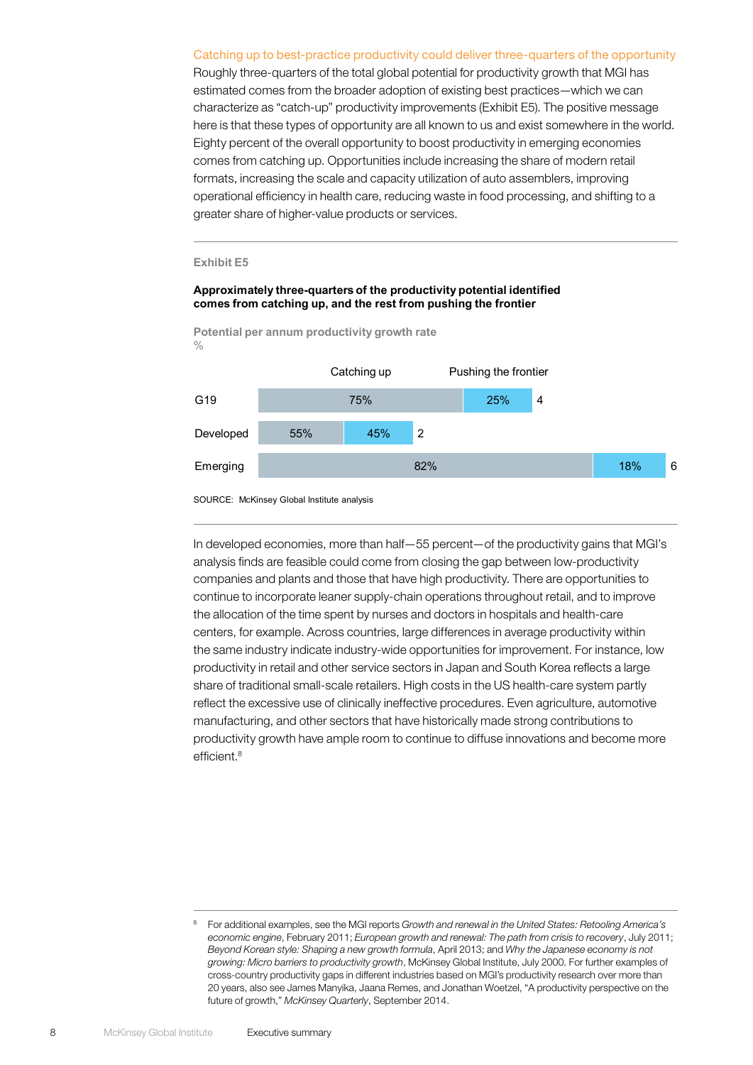### Catching up to best-practice productivity could deliver three-quarters of the opportunity

Roughly three-quarters of the total global potential for productivity growth that MGI has estimated comes from the broader adoption of existing best practices—which we can characterize as "catch-up" productivity improvements (Exhibit E5). The positive message here is that these types of opportunity are all known to us and exist somewhere in the world. Eighty percent of the overall opportunity to boost productivity in emerging economies comes from catching up. Opportunities include increasing the share of modern retail formats, increasing the scale and capacity utilization of auto assemblers, improving operational efficiency in health care, reducing waste in food processing, and shifting to a greater share of higher-value products or services.

Exhibit E5

**Approximately three-quarters of the productivity potential identified comes from catching up, and the rest from pushing the frontier**

Potential per annum productivity growth rate
%

| | Catching up | Pushing the frontier | Total |
|---|---|---|---|
| G19 | 75% | 25% | 4 |
| Developed | 55% | 45% | 2 |
| Emerging | 82% | 18% | 6 |

SOURCE: McKinsey Global Institute analysis

In developed economies, more than half—55 percent—of the productivity gains that MGI's analysis finds are feasible could come from closing the gap between low-productivity companies and plants and those that have high productivity. There are opportunities to continue to incorporate leaner supply-chain operations throughout retail, and to improve the allocation of the time spent by nurses and doctors in hospitals and health-care centers, for example. Across countries, large differences in average productivity within the same industry indicate industry-wide opportunities for improvement. For instance, low productivity in retail and other service sectors in Japan and South Korea reflects a large share of traditional small-scale retailers. High costs in the US health-care system partly reflect the excessive use of clinically ineffective procedures. Even agriculture, automotive manufacturing, and other sectors that have historically made strong contributions to productivity growth have ample room to continue to diffuse innovations and become more efficient.[8]

[8] For additional examples, see the MGI reports *Growth and renewal in the United States: Retooling America's economic engine*, February 2011; *European growth and renewal: The path from crisis to recovery*, July 2011; *Beyond Korean style: Shaping a new growth formula*, April 2013; and *Why the Japanese economy is not growing: Micro barriers to productivity growth*, McKinsey Global Institute, July 2000. For further examples of cross-country productivity gaps in different industries based on MGI's productivity research over more than 20 years, also see James Manyika, Jaana Remes, and Jonathan Woetzel, "A productivity perspective on the future of growth," *McKinsey Quarterly*, September 2014.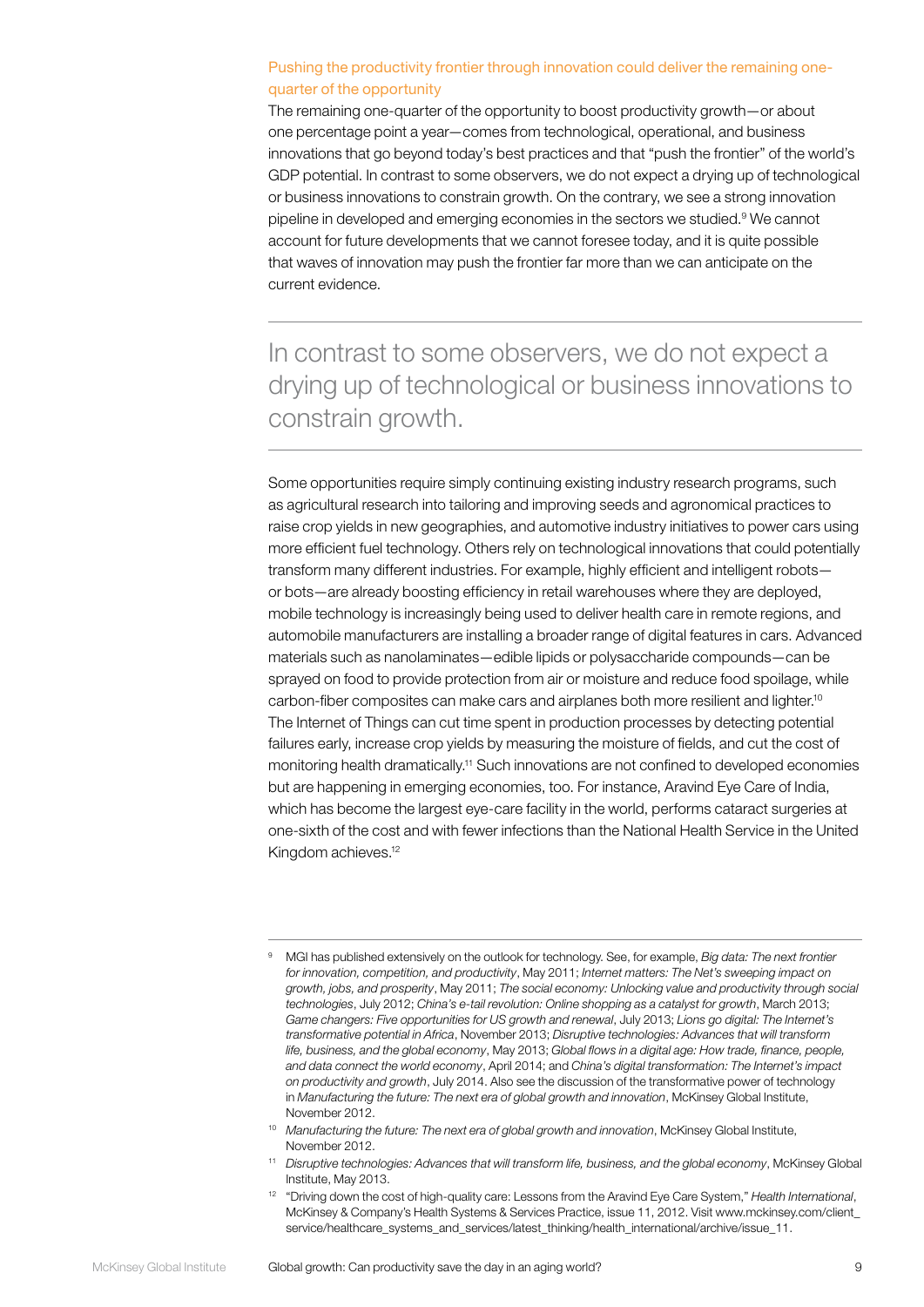### Pushing the productivity frontier through innovation could deliver the remaining one-quarter of the opportunity

The remaining one-quarter of the opportunity to boost productivity growth—or about one percentage point a year—comes from technological, operational, and business innovations that go beyond today's best practices and that "push the frontier" of the world's GDP potential. In contrast to some observers, we do not expect a drying up of technological or business innovations to constrain growth. On the contrary, we see a strong innovation pipeline in developed and emerging economies in the sectors we studied.[9] We cannot account for future developments that we cannot foresee today, and it is quite possible that waves of innovation may push the frontier far more than we can anticipate on the current evidence.

> In contrast to some observers, we do not expect a drying up of technological or business innovations to constrain growth.

Some opportunities require simply continuing existing industry research programs, such as agricultural research into tailoring and improving seeds and agronomical practices to raise crop yields in new geographies, and automotive industry initiatives to power cars using more efficient fuel technology. Others rely on technological innovations that could potentially transform many different industries. For example, highly efficient and intelligent robots—or bots—are already boosting efficiency in retail warehouses where they are deployed, mobile technology is increasingly being used to deliver health care in remote regions, and automobile manufacturers are installing a broader range of digital features in cars. Advanced materials such as nanolaminates—edible lipids or polysaccharide compounds—can be sprayed on food to provide protection from air or moisture and reduce food spoilage, while carbon-fiber composites can make cars and airplanes both more resilient and lighter.[10] The Internet of Things can cut time spent in production processes by detecting potential failures early, increase crop yields by measuring the moisture of fields, and cut the cost of monitoring health dramatically.[11] Such innovations are not confined to developed economies but are happening in emerging economies, too. For instance, Aravind Eye Care of India, which has become the largest eye-care facility in the world, performs cataract surgeries at one-sixth of the cost and with fewer infections than the National Health Service in the United Kingdom achieves.[12]

---

[9] MGI has published extensively on the outlook for technology. See, for example, *Big data: The next frontier for innovation, competition, and productivity*, May 2011; *Internet matters: The Net's sweeping impact on growth, jobs, and prosperity*, May 2011; *The social economy: Unlocking value and productivity through social technologies*, July 2012; *China's e-tail revolution: Online shopping as a catalyst for growth*, March 2013; *Game changers: Five opportunities for US growth and renewal*, July 2013; *Lions go digital: The Internet's transformative potential in Africa*, November 2013; *Disruptive technologies: Advances that will transform life, business, and the global economy*, May 2013; *Global flows in a digital age: How trade, finance, people, and data connect the world economy*, April 2014; and *China's digital transformation: The Internet's impact on productivity and growth*, July 2014. Also see the discussion of the transformative power of technology in *Manufacturing the future: The next era of global growth and innovation*, McKinsey Global Institute, November 2012.

[10] *Manufacturing the future: The next era of global growth and innovation*, McKinsey Global Institute, November 2012.

[11] *Disruptive technologies: Advances that will transform life, business, and the global economy*, McKinsey Global Institute, May 2013.

[12] "Driving down the cost of high-quality care: Lessons from the Aravind Eye Care System," *Health International*, McKinsey & Company's Health Systems & Services Practice, issue 11, 2012. Visit www.mckinsey.com/client_service/healthcare_systems_and_services/latest_thinking/health_international/archive/issue_11.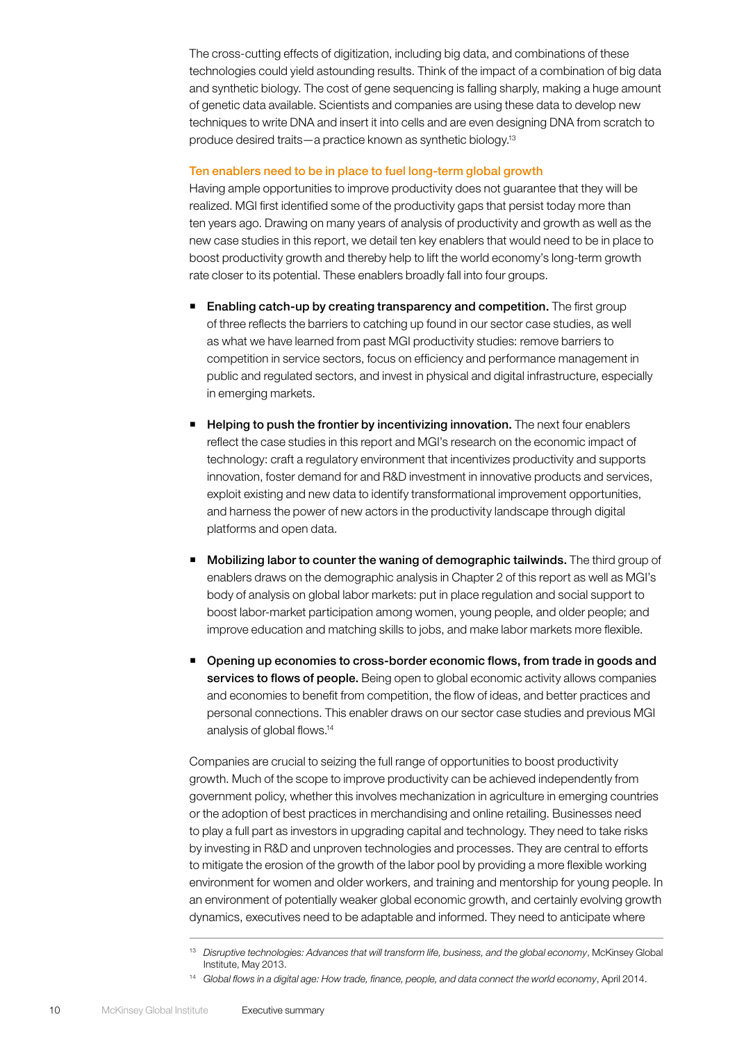The cross-cutting effects of digitization, including big data, and combinations of these technologies could yield astounding results. Think of the impact of a combination of big data and synthetic biology. The cost of gene sequencing is falling sharply, making a huge amount of genetic data available. Scientists and companies are using these data to develop new techniques to write DNA and insert it into cells and are even designing DNA from scratch to produce desired traits—a practice known as synthetic biology.[13]

### Ten enablers need to be in place to fuel long-term global growth

Having ample opportunities to improve productivity does not guarantee that they will be realized. MGI first identified some of the productivity gaps that persist today more than ten years ago. Drawing on many years of analysis of productivity and growth as well as the new case studies in this report, we detail ten key enablers that would need to be in place to boost productivity growth and thereby help to lift the world economy's long-term growth rate closer to its potential. These enablers broadly fall into four groups.

- **Enabling catch-up by creating transparency and competition.** The first group of three reflects the barriers to catching up found in our sector case studies, as well as what we have learned from past MGI productivity studies: remove barriers to competition in service sectors, focus on efficiency and performance management in public and regulated sectors, and invest in physical and digital infrastructure, especially in emerging markets.

- **Helping to push the frontier by incentivizing innovation.** The next four enablers reflect the case studies in this report and MGI's research on the economic impact of technology: craft a regulatory environment that incentivizes productivity and supports innovation, foster demand for and R&D investment in innovative products and services, exploit existing and new data to identify transformational improvement opportunities, and harness the power of new actors in the productivity landscape through digital platforms and open data.

- **Mobilizing labor to counter the waning of demographic tailwinds.** The third group of enablers draws on the demographic analysis in Chapter 2 of this report as well as MGI's body of analysis on global labor markets: put in place regulation and social support to boost labor-market participation among women, young people, and older people; and improve education and matching skills to jobs, and make labor markets more flexible.

- **Opening up economies to cross-border economic flows, from trade in goods and services to flows of people.** Being open to global economic activity allows companies and economies to benefit from competition, the flow of ideas, and better practices and personal connections. This enabler draws on our sector case studies and previous MGI analysis of global flows.[14]

Companies are crucial to seizing the full range of opportunities to boost productivity growth. Much of the scope to improve productivity can be achieved independently from government policy, whether this involves mechanization in agriculture in emerging countries or the adoption of best practices in merchandising and online retailing. Businesses need to play a full part as investors in upgrading capital and technology. They need to take risks by investing in R&D and unproven technologies and processes. They are central to efforts to mitigate the erosion of the growth of the labor pool by providing a more flexible working environment for women and older workers, and training and mentorship for young people. In an environment of potentially weaker global economic growth, and certainly evolving growth dynamics, executives need to be adaptable and informed. They need to anticipate where

---

[13] *Disruptive technologies: Advances that will transform life, business, and the global economy*, McKinsey Global Institute, May 2013.

[14] *Global flows in a digital age: How trade, finance, people, and data connect the world economy*, April 2014.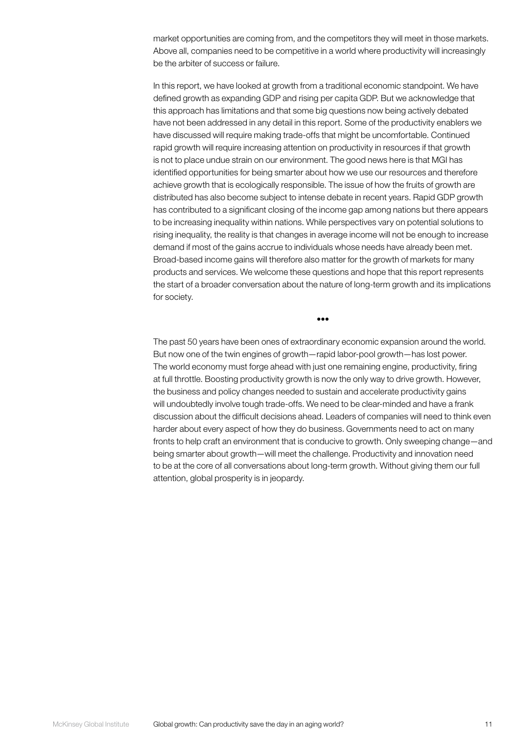market opportunities are coming from, and the competitors they will meet in those markets. Above all, companies need to be competitive in a world where productivity will increasingly be the arbiter of success or failure.

In this report, we have looked at growth from a traditional economic standpoint. We have defined growth as expanding GDP and rising per capita GDP. But we acknowledge that this approach has limitations and that some big questions now being actively debated have not been addressed in any detail in this report. Some of the productivity enablers we have discussed will require making trade-offs that might be uncomfortable. Continued rapid growth will require increasing attention on productivity in resources if that growth is not to place undue strain on our environment. The good news here is that MGI has identified opportunities for being smarter about how we use our resources and therefore achieve growth that is ecologically responsible. The issue of how the fruits of growth are distributed has also become subject to intense debate in recent years. Rapid GDP growth has contributed to a significant closing of the income gap among nations but there appears to be increasing inequality within nations. While perspectives vary on potential solutions to rising inequality, the reality is that changes in average income will not be enough to increase demand if most of the gains accrue to individuals whose needs have already been met. Broad-based income gains will therefore also matter for the growth of markets for many products and services. We welcome these questions and hope that this report represents the start of a broader conversation about the nature of long-term growth and its implications for society.

•••

The past 50 years have been ones of extraordinary economic expansion around the world. But now one of the twin engines of growth—rapid labor-pool growth—has lost power. The world economy must forge ahead with just one remaining engine, productivity, firing at full throttle. Boosting productivity growth is now the only way to drive growth. However, the business and policy changes needed to sustain and accelerate productivity gains will undoubtedly involve tough trade-offs. We need to be clear-minded and have a frank discussion about the difficult decisions ahead. Leaders of companies will need to think even harder about every aspect of how they do business. Governments need to act on many fronts to help craft an environment that is conducive to growth. Only sweeping change—and being smarter about growth—will meet the challenge. Productivity and innovation need to be at the core of all conversations about long-term growth. Without giving them our full attention, global prosperity is in jeopardy.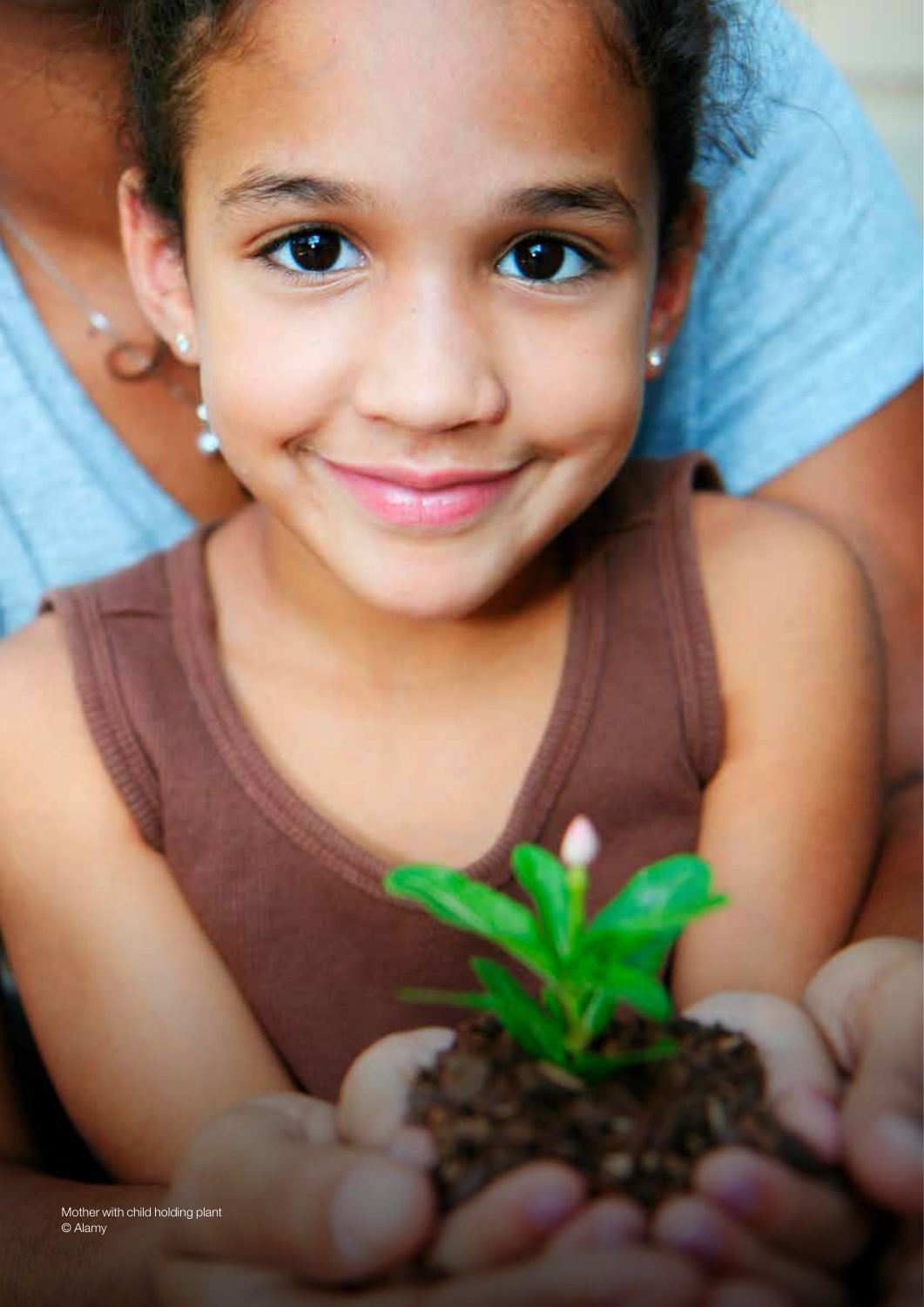Mother with child holding plant
© Alamy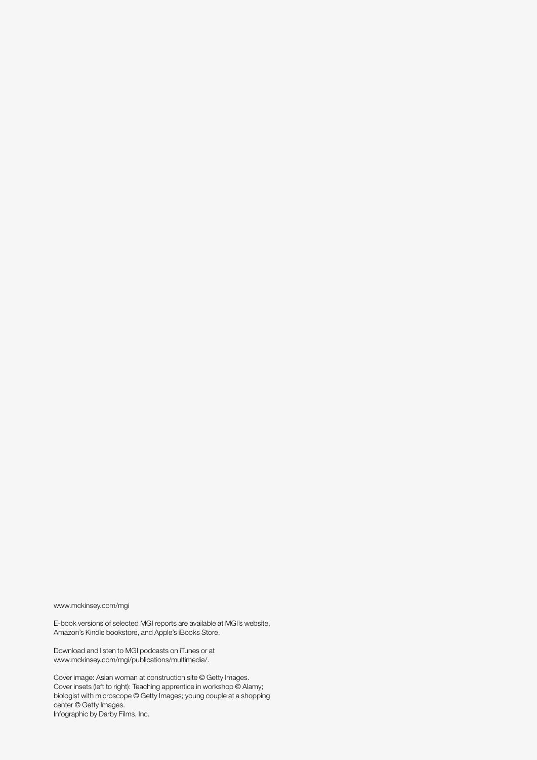www.mckinsey.com/mgi

E-book versions of selected MGI reports are available at MGI's website, Amazon's Kindle bookstore, and Apple's iBooks Store.

Download and listen to MGI podcasts on iTunes or at www.mckinsey.com/mgi/publications/multimedia/.

Cover image: Asian woman at construction site © Getty Images.
Cover insets (left to right): Teaching apprentice in workshop © Alamy; biologist with microscope © Getty Images; young couple at a shopping center © Getty Images.
Infographic by Darby Films, Inc.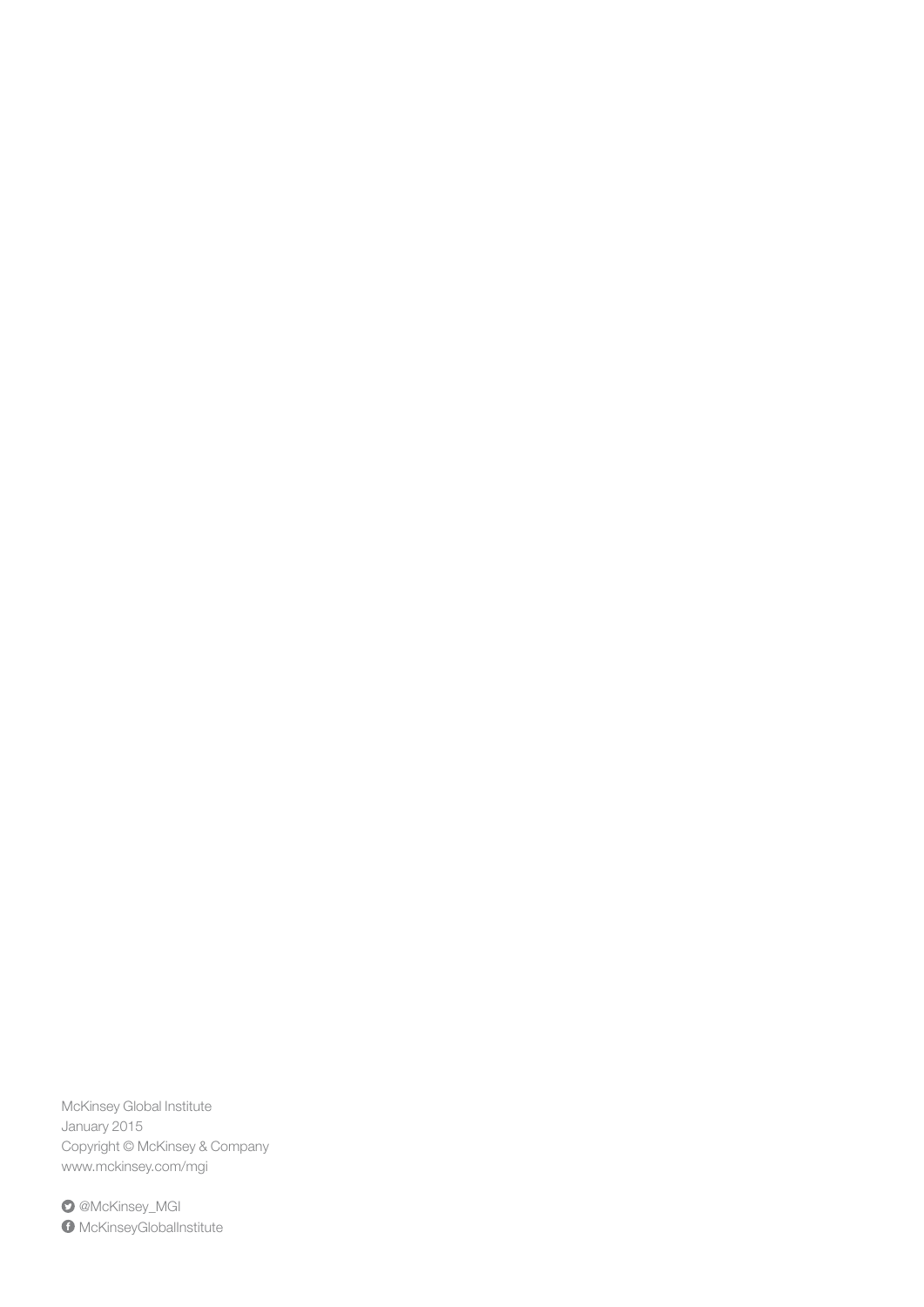McKinsey Global Institute
January 2015
Copyright © McKinsey & Company
www.mckinsey.com/mgi

@McKinsey_MGI
McKinseyGlobalInstitute